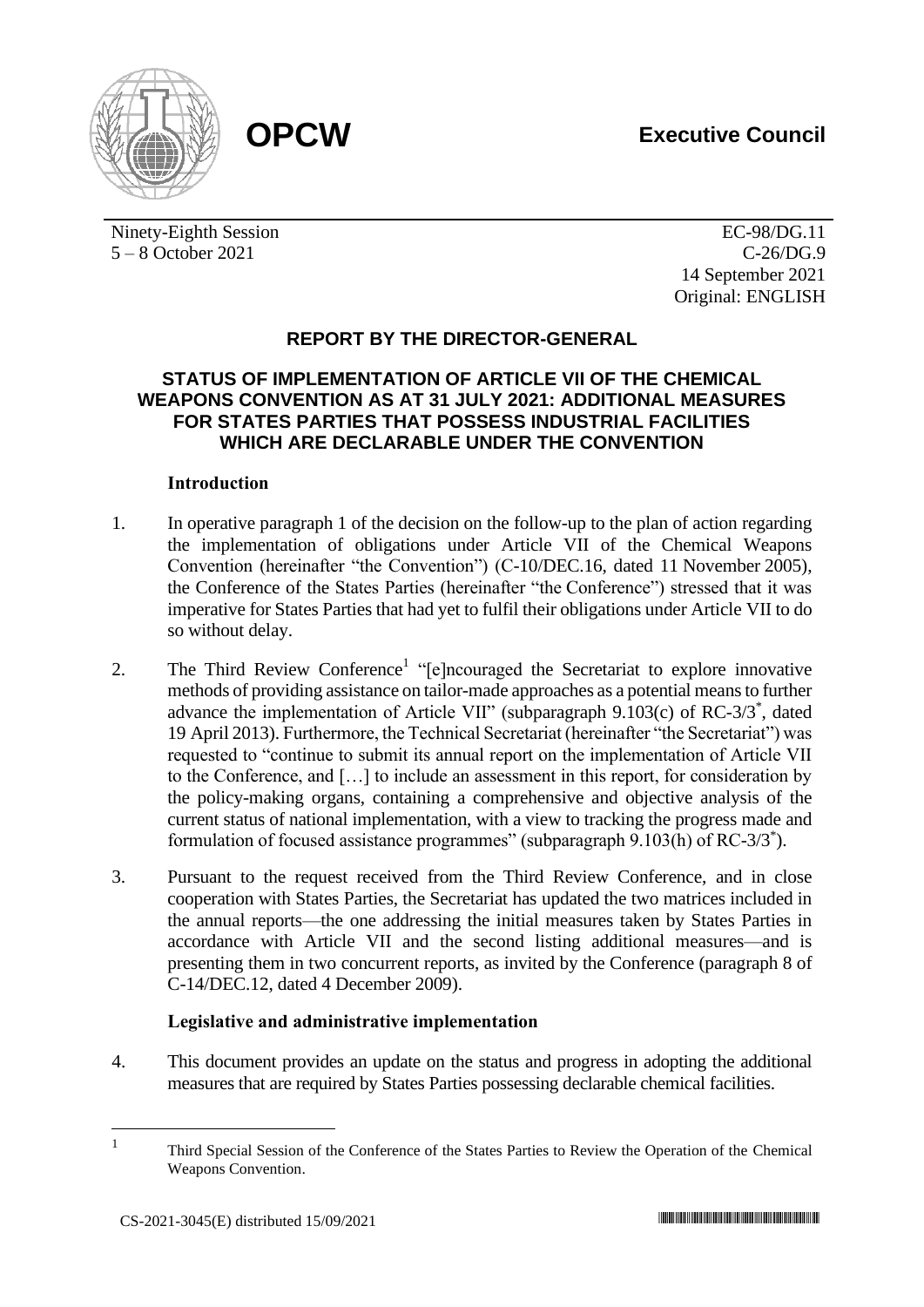**OPCW**

**Executive Council**

Ninety-Eighth Session
5 – 8 October 2021

EC-98/DG.11
C-26/DG.9
14 September 2021
Original: ENGLISH

## REPORT BY THE DIRECTOR-GENERAL

## STATUS OF IMPLEMENTATION OF ARTICLE VII OF THE CHEMICAL WEAPONS CONVENTION AS AT 31 JULY 2021: ADDITIONAL MEASURES FOR STATES PARTIES THAT POSSESS INDUSTRIAL FACILITIES WHICH ARE DECLARABLE UNDER THE CONVENTION

### Introduction

1. In operative paragraph 1 of the decision on the follow-up to the plan of action regarding the implementation of obligations under Article VII of the Chemical Weapons Convention (hereinafter "the Convention") (C-10/DEC.16, dated 11 November 2005), the Conference of the States Parties (hereinafter "the Conference") stressed that it was imperative for States Parties that had yet to fulfil their obligations under Article VII to do so without delay.

2. The Third Review Conference[1] "[e]ncouraged the Secretariat to explore innovative methods of providing assistance on tailor-made approaches as a potential means to further advance the implementation of Article VII" (subparagraph 9.103(c) of RC-3/3*, dated 19 April 2013). Furthermore, the Technical Secretariat (hereinafter "the Secretariat") was requested to "continue to submit its annual report on the implementation of Article VII to the Conference, and […] to include an assessment in this report, for consideration by the policy-making organs, containing a comprehensive and objective analysis of the current status of national implementation, with a view to tracking the progress made and formulation of focused assistance programmes" (subparagraph 9.103(h) of RC-3/3*).

3. Pursuant to the request received from the Third Review Conference, and in close cooperation with States Parties, the Secretariat has updated the two matrices included in the annual reports—the one addressing the initial measures taken by States Parties in accordance with Article VII and the second listing additional measures—and is presenting them in two concurrent reports, as invited by the Conference (paragraph 8 of C-14/DEC.12, dated 4 December 2009).

### Legislative and administrative implementation

4. This document provides an update on the status and progress in adopting the additional measures that are required by States Parties possessing declarable chemical facilities.

---

[1] Third Special Session of the Conference of the States Parties to Review the Operation of the Chemical Weapons Convention.

CS-2021-3045(E) distributed 15/09/2021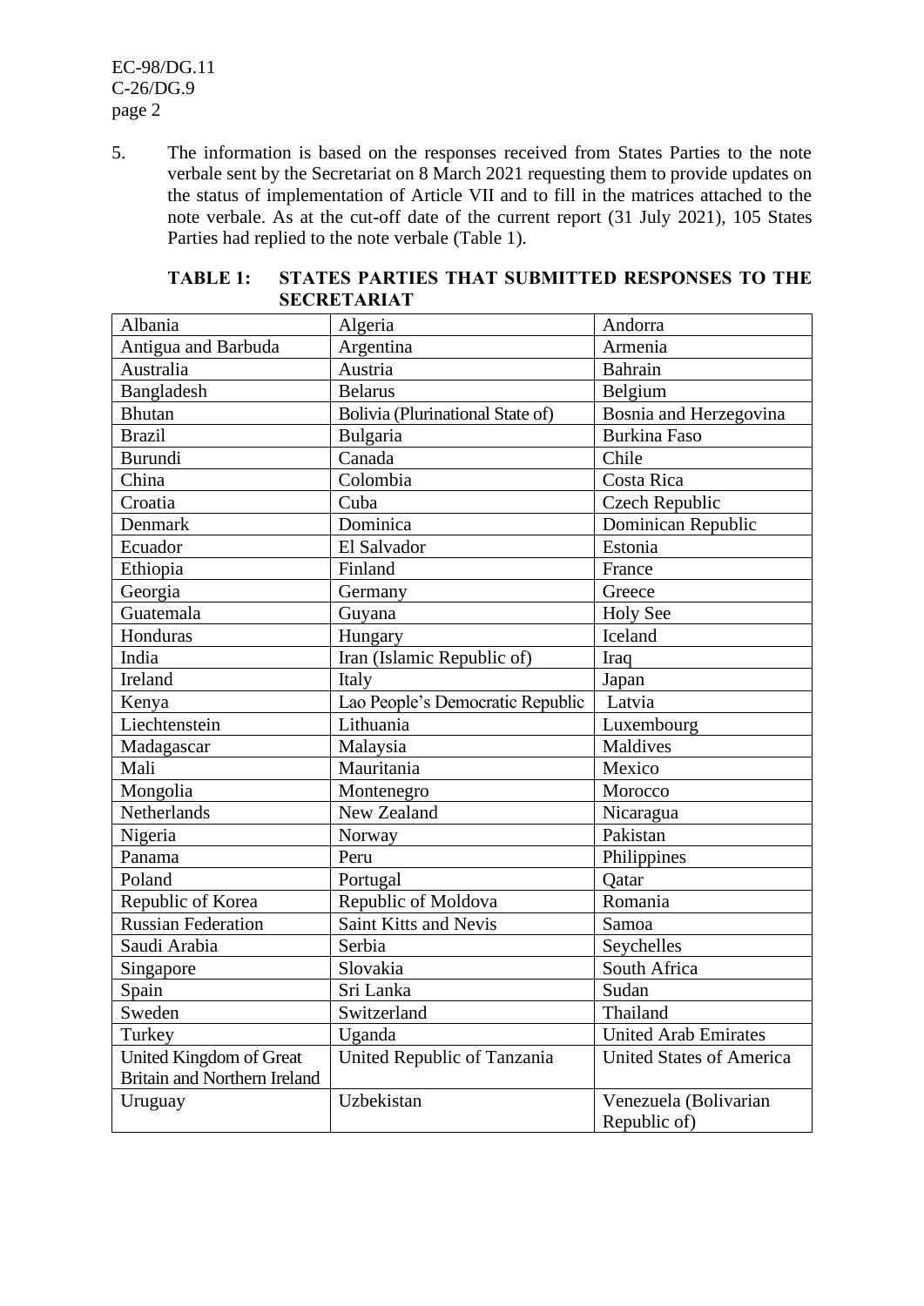5. The information is based on the responses received from States Parties to the note verbale sent by the Secretariat on 8 March 2021 requesting them to provide updates on the status of implementation of Article VII and to fill in the matrices attached to the note verbale. As at the cut-off date of the current report (31 July 2021), 105 States Parties had replied to the note verbale (Table 1).

**TABLE 1: STATES PARTIES THAT SUBMITTED RESPONSES TO THE SECRETARIAT**

| | | |
|---|---|---|
| Albania | Algeria | Andorra |
| Antigua and Barbuda | Argentina | Armenia |
| Australia | Austria | Bahrain |
| Bangladesh | Belarus | Belgium |
| Bhutan | Bolivia (Plurinational State of) | Bosnia and Herzegovina |
| Brazil | Bulgaria | Burkina Faso |
| Burundi | Canada | Chile |
| China | Colombia | Costa Rica |
| Croatia | Cuba | Czech Republic |
| Denmark | Dominica | Dominican Republic |
| Ecuador | El Salvador | Estonia |
| Ethiopia | Finland | France |
| Georgia | Germany | Greece |
| Guatemala | Guyana | Holy See |
| Honduras | Hungary | Iceland |
| India | Iran (Islamic Republic of) | Iraq |
| Ireland | Italy | Japan |
| Kenya | Lao People's Democratic Republic | Latvia |
| Liechtenstein | Lithuania | Luxembourg |
| Madagascar | Malaysia | Maldives |
| Mali | Mauritania | Mexico |
| Mongolia | Montenegro | Morocco |
| Netherlands | New Zealand | Nicaragua |
| Nigeria | Norway | Pakistan |
| Panama | Peru | Philippines |
| Poland | Portugal | Qatar |
| Republic of Korea | Republic of Moldova | Romania |
| Russian Federation | Saint Kitts and Nevis | Samoa |
| Saudi Arabia | Serbia | Seychelles |
| Singapore | Slovakia | South Africa |
| Spain | Sri Lanka | Sudan |
| Sweden | Switzerland | Thailand |
| Turkey | Uganda | United Arab Emirates |
| United Kingdom of Great Britain and Northern Ireland | United Republic of Tanzania | United States of America |
| Uruguay | Uzbekistan | Venezuela (Bolivarian Republic of) |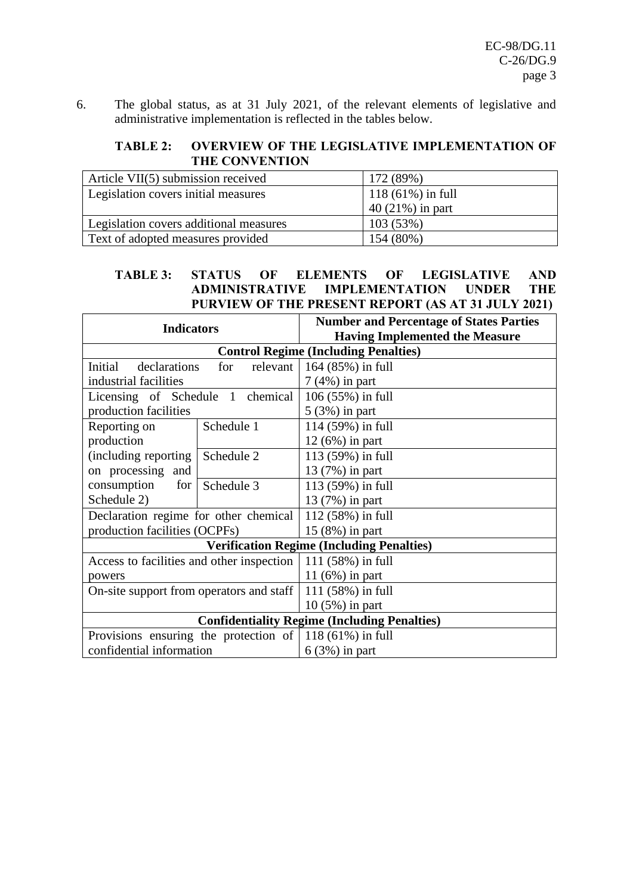6. The global status, as at 31 July 2021, of the relevant elements of legislative and administrative implementation is reflected in the tables below.

**TABLE 2: OVERVIEW OF THE LEGISLATIVE IMPLEMENTATION OF THE CONVENTION**

| | |
|---|---|
| Article VII(5) submission received | 172 (89%) |
| Legislation covers initial measures | 118 (61%) in full<br>40 (21%) in part |
| Legislation covers additional measures | 103 (53%) |
| Text of adopted measures provided | 154 (80%) |

**TABLE 3: STATUS OF ELEMENTS OF LEGISLATIVE AND ADMINISTRATIVE IMPLEMENTATION UNDER THE PURVIEW OF THE PRESENT REPORT (AS AT 31 JULY 2021)**

| Indicators | | Number and Percentage of States Parties Having Implemented the Measure |
|---|---|---|
| **Control Regime (Including Penalties)** | | |
| Initial declarations for relevant industrial facilities | | 164 (85%) in full<br>7 (4%) in part |
| Licensing of Schedule 1 chemical production facilities | | 106 (55%) in full<br>5 (3%) in part |
| Reporting on production (including reporting on processing and consumption for Schedule 2) | Schedule 1 | 114 (59%) in full<br>12 (6%) in part |
| | Schedule 2 | 113 (59%) in full<br>13 (7%) in part |
| | Schedule 3 | 113 (59%) in full<br>13 (7%) in part |
| Declaration regime for other chemical production facilities (OCPFs) | | 112 (58%) in full<br>15 (8%) in part |
| **Verification Regime (Including Penalties)** | | |
| Access to facilities and other inspection powers | | 111 (58%) in full<br>11 (6%) in part |
| On-site support from operators and staff | | 111 (58%) in full<br>10 (5%) in part |
| **Confidentiality Regime (Including Penalties)** | | |
| Provisions ensuring the protection of confidential information | | 118 (61%) in full<br>6 (3%) in part |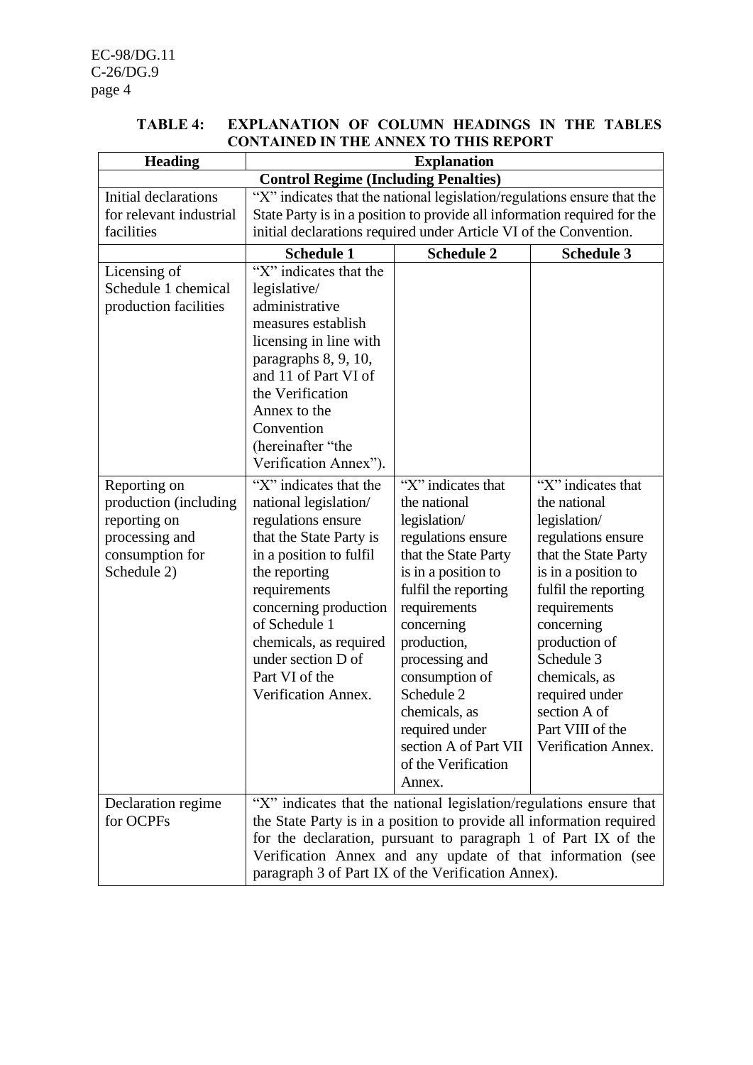**TABLE 4: EXPLANATION OF COLUMN HEADINGS IN THE TABLES CONTAINED IN THE ANNEX TO THIS REPORT**

| Heading | Explanation | | |
|---|---|---|---|
| **Control Regime (Including Penalties)** | | | |
| Initial declarations for relevant industrial facilities | "X" indicates that the national legislation/regulations ensure that the State Party is in a position to provide all information required for the initial declarations required under Article VI of the Convention. | | |
| | **Schedule 1** | **Schedule 2** | **Schedule 3** |
| Licensing of Schedule 1 chemical production facilities | "X" indicates that the legislative/ administrative measures establish licensing in line with paragraphs 8, 9, 10, and 11 of Part VI of the Verification Annex to the Convention (hereinafter "the Verification Annex"). | | |
| Reporting on production (including reporting on processing and consumption for Schedule 2) | "X" indicates that the national legislation/ regulations ensure that the State Party is in a position to fulfil the reporting requirements concerning production of Schedule 1 chemicals, as required under section D of Part VI of the Verification Annex. | "X" indicates that the national legislation/ regulations ensure that the State Party is in a position to fulfil the reporting requirements concerning production, processing and consumption of Schedule 2 chemicals, as required under section A of Part VII of the Verification Annex. | "X" indicates that the national legislation/ regulations ensure that the State Party is in a position to fulfil the reporting requirements concerning production of Schedule 3 chemicals, as required under section A of Part VIII of the Verification Annex. |
| Declaration regime for OCPFs | "X" indicates that the national legislation/regulations ensure that the State Party is in a position to provide all information required for the declaration, pursuant to paragraph 1 of Part IX of the Verification Annex and any update of that information (see paragraph 3 of Part IX of the Verification Annex). | | |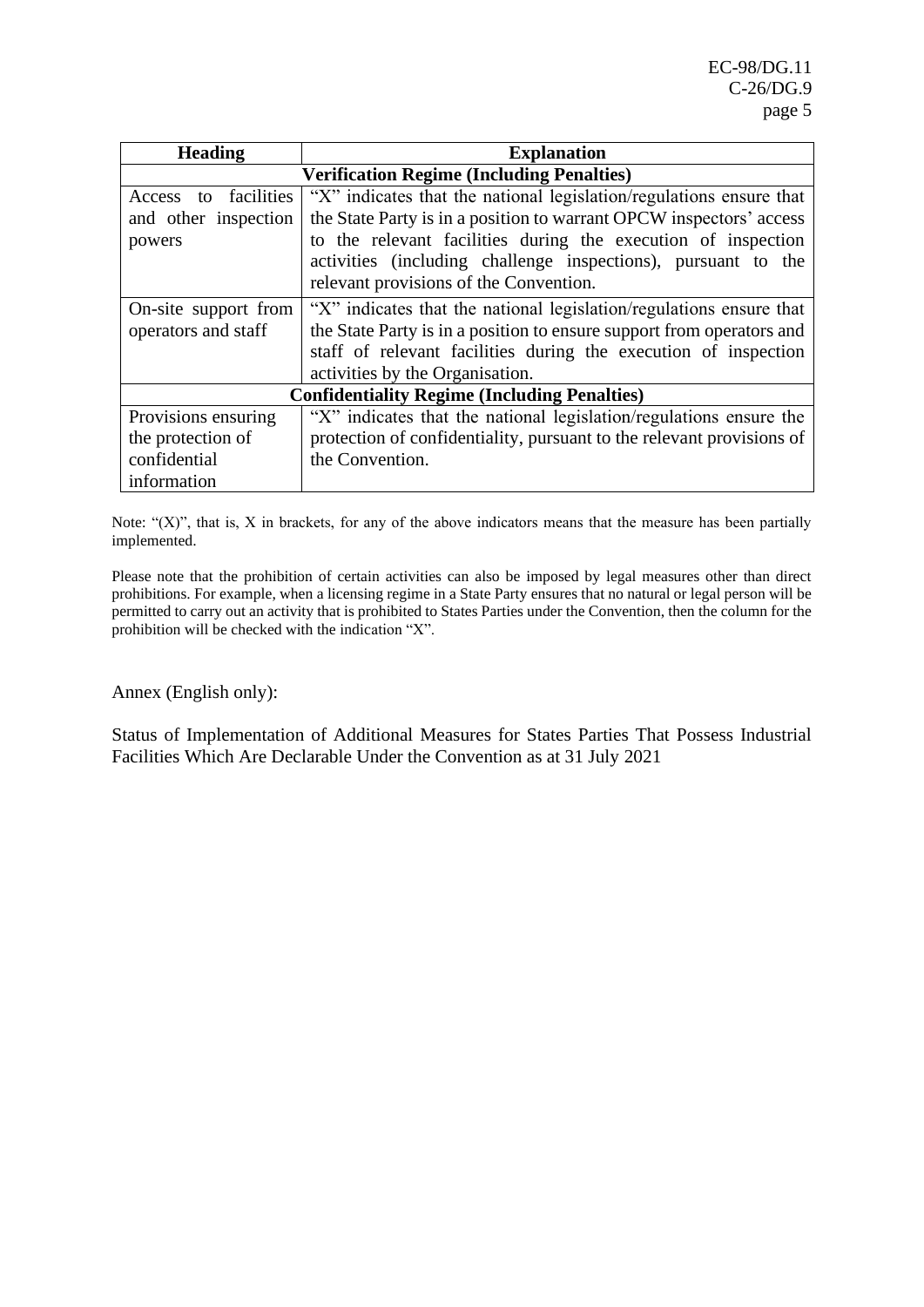| Heading | Explanation |
| --- | --- |
| **Verification Regime (Including Penalties)** | |
| Access to facilities and other inspection powers | "X" indicates that the national legislation/regulations ensure that the State Party is in a position to warrant OPCW inspectors' access to the relevant facilities during the execution of inspection activities (including challenge inspections), pursuant to the relevant provisions of the Convention. |
| On-site support from operators and staff | "X" indicates that the national legislation/regulations ensure that the State Party is in a position to ensure support from operators and staff of relevant facilities during the execution of inspection activities by the Organisation. |
| **Confidentiality Regime (Including Penalties)** | |
| Provisions ensuring the protection of confidential information | "X" indicates that the national legislation/regulations ensure the protection of confidentiality, pursuant to the relevant provisions of the Convention. |

Note: "(X)", that is, X in brackets, for any of the above indicators means that the measure has been partially implemented.

Please note that the prohibition of certain activities can also be imposed by legal measures other than direct prohibitions. For example, when a licensing regime in a State Party ensures that no natural or legal person will be permitted to carry out an activity that is prohibited to States Parties under the Convention, then the column for the prohibition will be checked with the indication "X".

Annex (English only):

Status of Implementation of Additional Measures for States Parties That Possess Industrial Facilities Which Are Declarable Under the Convention as at 31 July 2021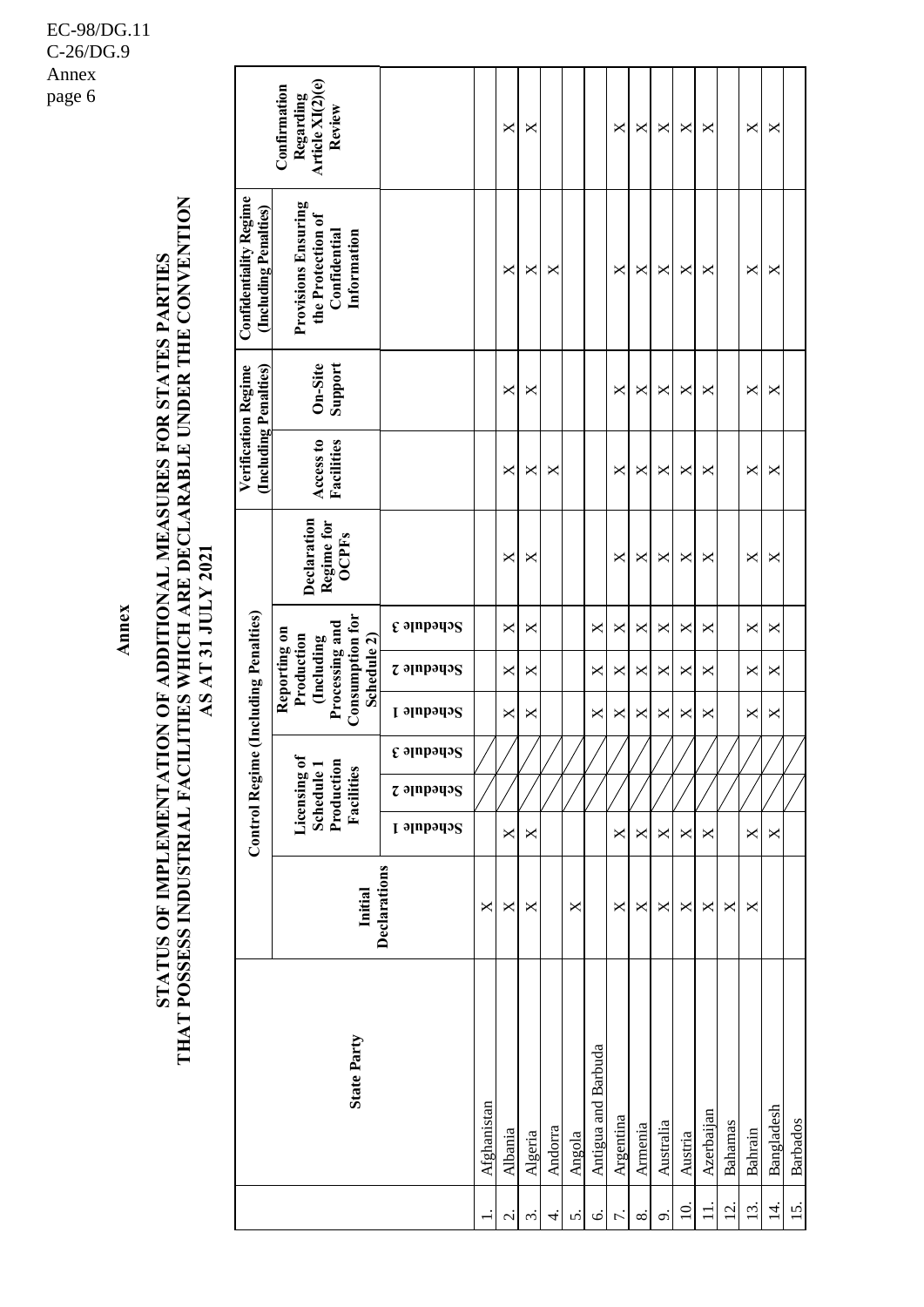# Annex

## STATUS OF IMPLEMENTATION OF ADDITIONAL MEASURES FOR STATES PARTIES THAT POSSESS INDUSTRIAL FACILITIES WHICH ARE DECLARABLE UNDER THE CONVENTION AS AT 31 JULY 2021

| | State Party | Initial Declarations | Control Regime (Including Penalties) | | | | | | | Verification Regime (Including Penalties) | | Confidentiality Regime (Including Penalties) | Confirmation Regarding Article XI(2)(e) Review |
|---|---|---|---|---|---|---|---|---|---|---|---|---|---|
| | | | Licensing of Schedule 1 Production Facilities | | | Reporting on Production (Including Processing and Consumption for Schedule 2) | | | Declaration Regime for OCPFs | Access to Facilities | On-Site Support | Provisions Ensuring the Protection of Confidential Information | |
| | | | Schedule 1 | Schedule 2 | Schedule 3 | Schedule 1 | Schedule 2 | Schedule 3 | | | | | |
| 1. | Afghanistan | X | | | | | | | | | | | |
| 2. | Albania | X | X | | | X | X | X | X | X | X | X | X |
| 3. | Algeria | X | X | | | X | X | X | X | X | X | X | X |
| 4. | Andorra | | | | | | | | | X | | X | |
| 5. | Angola | X | | | | | | | | | | | |
| 6. | Antigua and Barbuda | | | | | X | X | X | | | | | |
| 7. | Argentina | X | X | | | X | X | X | X | X | X | X | X |
| 8. | Armenia | X | X | | | X | X | X | X | X | X | X | X |
| 9. | Australia | X | X | | | X | X | X | X | X | X | X | X |
| 10. | Austria | X | X | | | X | X | X | X | X | X | X | X |
| 11. | Azerbaijan | X | X | | | X | X | X | X | X | X | X | X |
| 12. | Bahamas | X | | | | | | | | | | | |
| 13. | Bahrain | X | X | | | X | X | X | X | X | X | X | X |
| 14. | Bangladesh | | X | | | X | X | X | X | X | X | X | X |
| 15. | Barbados | | | | | | | | | | | | |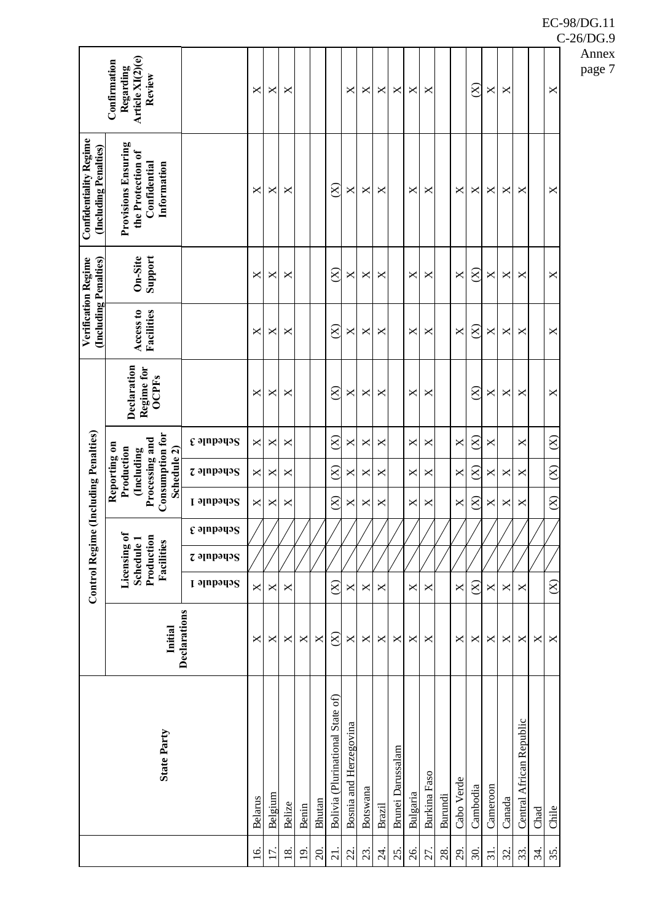| | State Party | Control Regime (Including Penalties) | | | | | | | | Verification Regime (Including Penalties) | | Confidentiality Regime (Including Penalties) | Confirmation Regarding Article XI(2)(e) Review |
|---|---|---|---|---|---|---|---|---|---|---|---|---|---|
| | | Initial Declarations | Licensing of Schedule 1 Production Facilities | | | Reporting on Production (Including Processing and Consumption for Schedule 2) | | | Declaration Regime for OCPFs | Access to Facilities | On-Site Support | Provisions Ensuring the Protection of Confidential Information | |
| | | | Schedule 1 | Schedule 2 | Schedule 3 | Schedule 1 | Schedule 2 | Schedule 3 | | | | | |
| 16. | Belarus | X | X | | | X | X | X | X | X | X | X | X |
| 17. | Belgium | X | X | | | X | X | X | X | X | X | X | X |
| 18. | Belize | X | X | | | X | X | X | X | X | X | X | X |
| 19. | Benin | X | | | | | | | | | | | |
| 20. | Bhutan | X | | | | | | | | | | | |
| 21. | Bolivia (Plurinational State of) | (X) | (X) | | | (X) | (X) | (X) | (X) | (X) | (X) | (X) | |
| 22. | Bosnia and Herzegovina | X | X | | | X | X | X | X | X | X | X | X |
| 23. | Botswana | X | X | | | X | X | X | X | X | X | X | X |
| 24. | Brazil | X | X | | | X | X | X | X | X | X | X | X |
| 25. | Brunei Darussalam | X | | | | | | | | | | | X |
| 26. | Bulgaria | X | X | | | X | X | X | X | X | X | X | X |
| 27. | Burkina Faso | X | X | | | X | X | X | X | X | X | X | X |
| 28. | Burundi | | | | | | | | | | | | |
| 29. | Cabo Verde | X | X | | | X | X | X | | X | X | X | |
| 30. | Cambodia | X | (X) | | | (X) | (X) | (X) | (X) | (X) | (X) | X | (X) |
| 31. | Cameroon | X | X | | | X | X | X | X | X | X | X | X |
| 32. | Canada | X | X | | | X | X | | X | X | X | X | X |
| 33. | Central African Republic | X | X | | | X | X | X | X | X | X | X | |
| 34. | Chad | X | | | | | | | | | | | |
| 35. | Chile | X | (X) | | | (X) | (X) | (X) | X | X | X | X | X |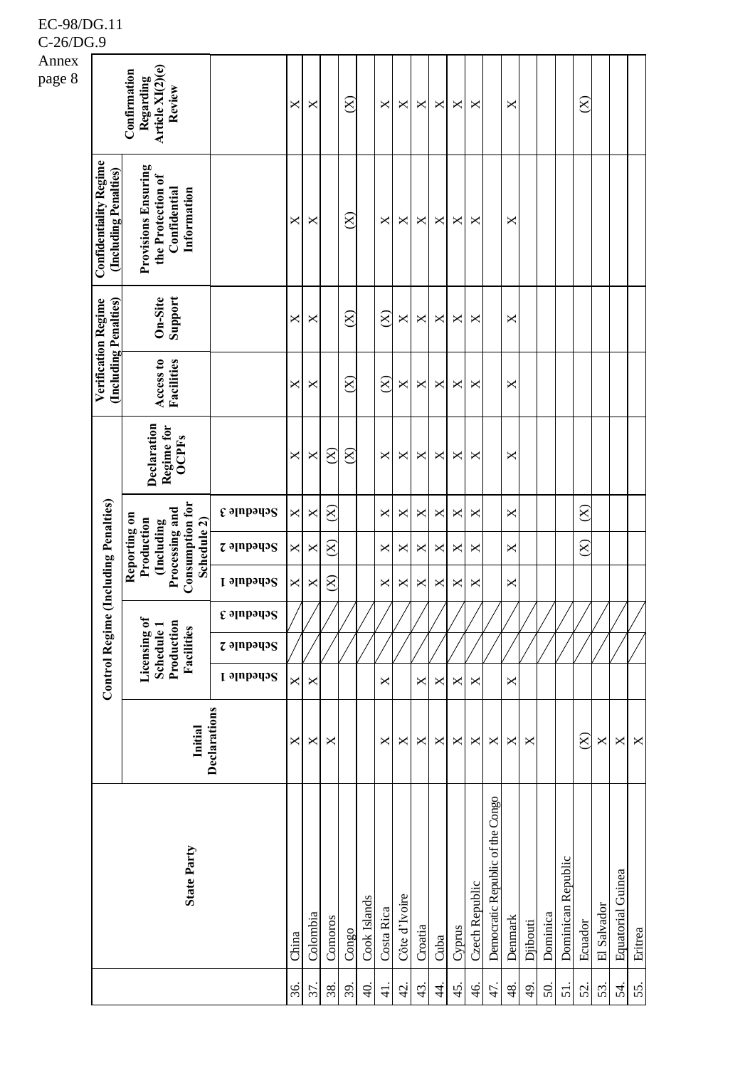| | State Party | Initial Declarations | Control Regime (Including Penalties) | | | | | | Declaration Regime for OCPFs | Verification Regime (Including Penalties) | | Confidentiality Regime (Including Penalties) | Confirmation Regarding Article XI(2)(e) Review |
|---|---|---|---|---|---|---|---|---|---|---|---|---|---|
| | | | Licensing of Schedule 1 Production Facilities | | | Reporting on Production (Including Processing and Consumption for Schedule 2) | | | | Access to Facilities | On-Site Support | Provisions Ensuring the Protection of Confidential Information | |
| | | | Schedule 1 | Schedule 2 | Schedule 3 | Schedule 1 | Schedule 2 | Schedule 3 | | | | | |
| 36. | China | X | X | / | / | X | X | X | X | X | X | X | X |
| 37. | Colombia | X | X | / | / | X | X | X | X | X | X | X | X |
| 38. | Comoros | X | | / | / | (X) | (X) | (X) | (X) | | | | |
| 39. | Congo | | | / | / | | | | (X) | (X) | (X) | (X) | (X) |
| 40. | Cook Islands | | | / | / | | | | | | | | |
| 41. | Costa Rica | X | X | / | / | X | X | X | X | (X) | (X) | X | X |
| 42. | Côte d'Ivoire | X | | / | / | X | X | X | X | X | X | X | X |
| 43. | Croatia | X | X | / | / | X | X | X | X | X | X | X | X |
| 44. | Cuba | X | X | / | / | X | X | X | X | X | X | X | X |
| 45. | Cyprus | X | X | / | / | X | X | X | X | X | X | X | X |
| 46. | Czech Republic | X | X | / | / | X | X | X | X | X | X | X | X |
| 47. | Democratic Republic of the Congo | X | | / | / | | | | | | | | |
| 48. | Denmark | X | X | / | / | X | X | X | X | X | X | X | X |
| 49. | Djibouti | X | | / | / | | | | | | | | |
| 50. | Dominica | | | / | / | | | | | | | | |
| 51. | Dominican Republic | | | / | / | | | | | | | | |
| 52. | Ecuador | (X) | | / | / | | (X) | (X) | | | | | (X) |
| 53. | El Salvador | X | | / | / | | | | | | | | |
| 54. | Equatorial Guinea | X | | / | / | | | | | | | | |
| 55. | Eritrea | X | | / | / | | | | | | | | |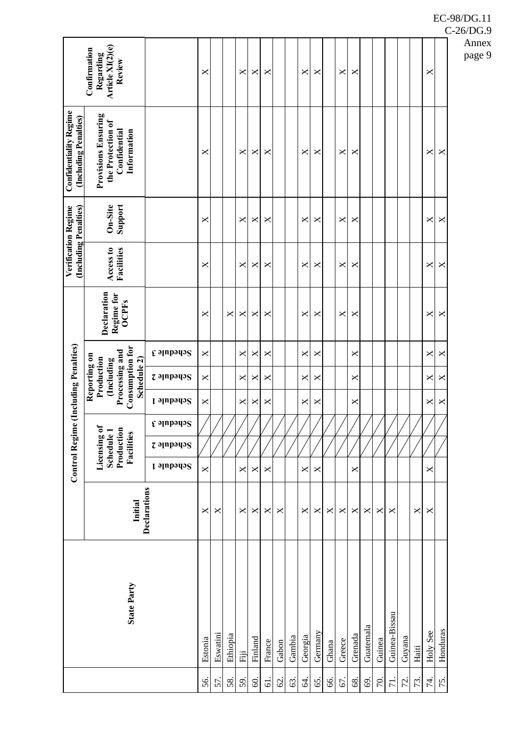| | State Party | Control Regime (Including Penalties) | | | | | | | Declaration Regime for OCPFs | Verification Regime (Including Penalties) | | Confidentiality Regime (Including Penalties) | Confirmation Regarding Article XI(2)(e) Review |
|---|---|---|---|---|---|---|---|---|---|---|---|---|---|
| | | Initial Declarations | Licensing of Schedule 1 Production Facilities | | | Reporting on Production (Including Processing and Consumption for Schedule 2) | | | | Access to Facilities | On-Site Support | Provisions Ensuring the Protection of Confidential Information | |
| | | | Schedule 1 | Schedule 2 | Schedule 3 | Schedule 1 | Schedule 2 | Schedule 3 | | | | | |
| 56. | Estonia | × | × | | | × | × | × | × | × | × | × | × |
| 57. | Eswatini | × | | | | | | | | | | | |
| 58. | Ethiopia | | | | | | | | × | | | | |
| 59. | Fiji | × | × | | | × | × | × | × | × | × | × | × |
| 60. | Finland | × | × | | | × | × | × | × | × | × | × | × |
| 61. | France | × | × | | | × | × | × | × | × | × | × | × |
| 62. | Gabon | × | | | | | | | | | | | |
| 63. | Gambia | | | | | | | | | | | | |
| 64. | Georgia | × | × | | | × | × | × | × | × | × | × | × |
| 65. | Germany | × | × | | | × | × | × | × | × | × | × | × |
| 66. | Ghana | × | | | | | | | | | | | |
| 67. | Greece | × | | | | | | | × | × | × | × | × |
| 68. | Grenada | × | × | | | × | × | × | × | × | × | × | × |
| 69. | Guatemala | × | | | | | | | | | | | |
| 70. | Guinea | × | | | | | | | | | | | |
| 71. | Guinea-Bissau | × | | | | | | | | | | | |
| 72. | Guyana | | | | | | | | | | | | |
| 73. | Haiti | × | | | | | | | | | | | |
| 74. | Holy See | × | × | | | × | × | × | × | × | × | × | × |
| 75. | Honduras | | | | | × | × | × | × | × | × | × | |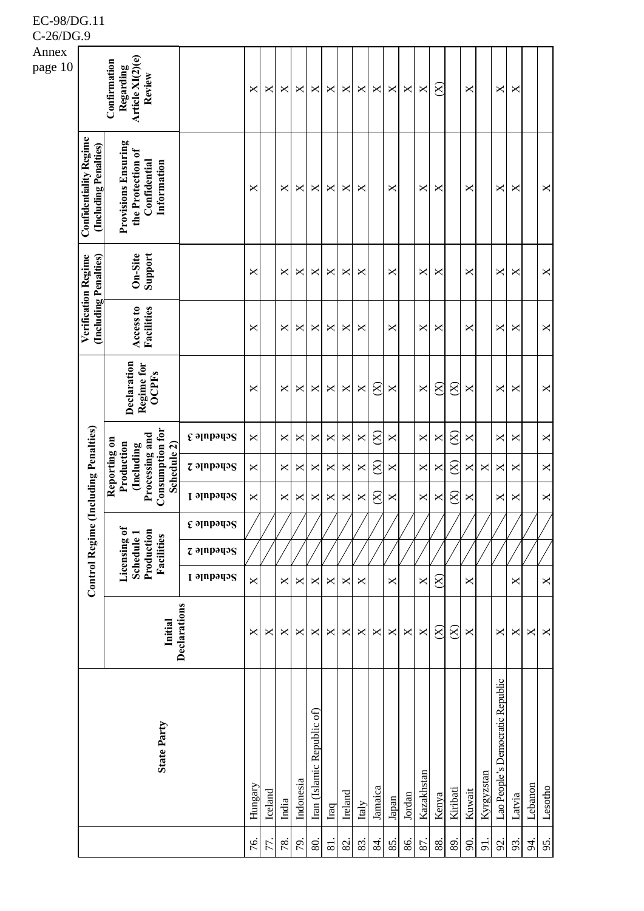| | State Party | Initial Declarations | Control Regime (Including Penalties) | | | | | | | Verification Regime (Including Penalties) | | Confidentiality Regime (Including Penalties) | Confirmation Regarding Article XI(2)(e) Review |
|---|---|---|---|---|---|---|---|---|---|---|---|---|---|
| | | | Licensing of Schedule 1 Production Facilities | | | Reporting on Production (Including Processing and Consumption for Schedule 2) | | | Declaration Regime for OCPFs | Access to Facilities | On-Site Support | Provisions Ensuring the Protection of Confidential Information | |
| | | | Schedule 1 | Schedule 2 | Schedule 3 | Schedule 1 | Schedule 2 | Schedule 3 | | | | | |
| 76. | Hungary | X | X | | | X | X | X | X | X | X | X | X |
| 77. | Iceland | X | | | | | | | | | | | X |
| 78. | India | X | X | | | X | X | X | X | X | X | X | X |
| 79. | Indonesia | X | X | | | X | X | X | X | X | X | X | X |
| 80. | Iran (Islamic Republic of) | X | X | | | X | X | X | X | X | X | X | X |
| 81. | Iraq | X | X | | | X | X | X | X | X | X | X | X |
| 82. | Ireland | X | X | | | X | X | X | X | X | X | X | X |
| 83. | Italy | X | X | | | X | X | X | X | X | X | X | X |
| 84. | Jamaica | X | | | | (X) | (X) | (X) | (X) | | | | X |
| 85. | Japan | X | X | | | X | X | X | X | X | X | X | X |
| 86. | Jordan | X | | | | | | | | | | | X |
| 87. | Kazakhstan | X | X | | | X | X | X | X | X | X | X | X |
| 88. | Kenya | (X) | (X) | | | X | X | X | (X) | X | X | X | (X) |
| 89. | Kiribati | (X) | | | | (X) | (X) | (X) | (X) | | | | |
| 90. | Kuwait | X | X | | | X | X | X | X | X | X | X | X |
| 91. | Kyrgyzstan | | | | | | X | | | | | | |
| 92. | Lao People's Democratic Republic | X | | | | X | X | X | X | X | X | X | X |
| 93. | Latvia | X | X | | | X | X | X | X | X | X | X | X |
| 94. | Lebanon | X | | | | | | | | | | | |
| 95. | Lesotho | X | X | | | X | X | X | X | X | X | X | |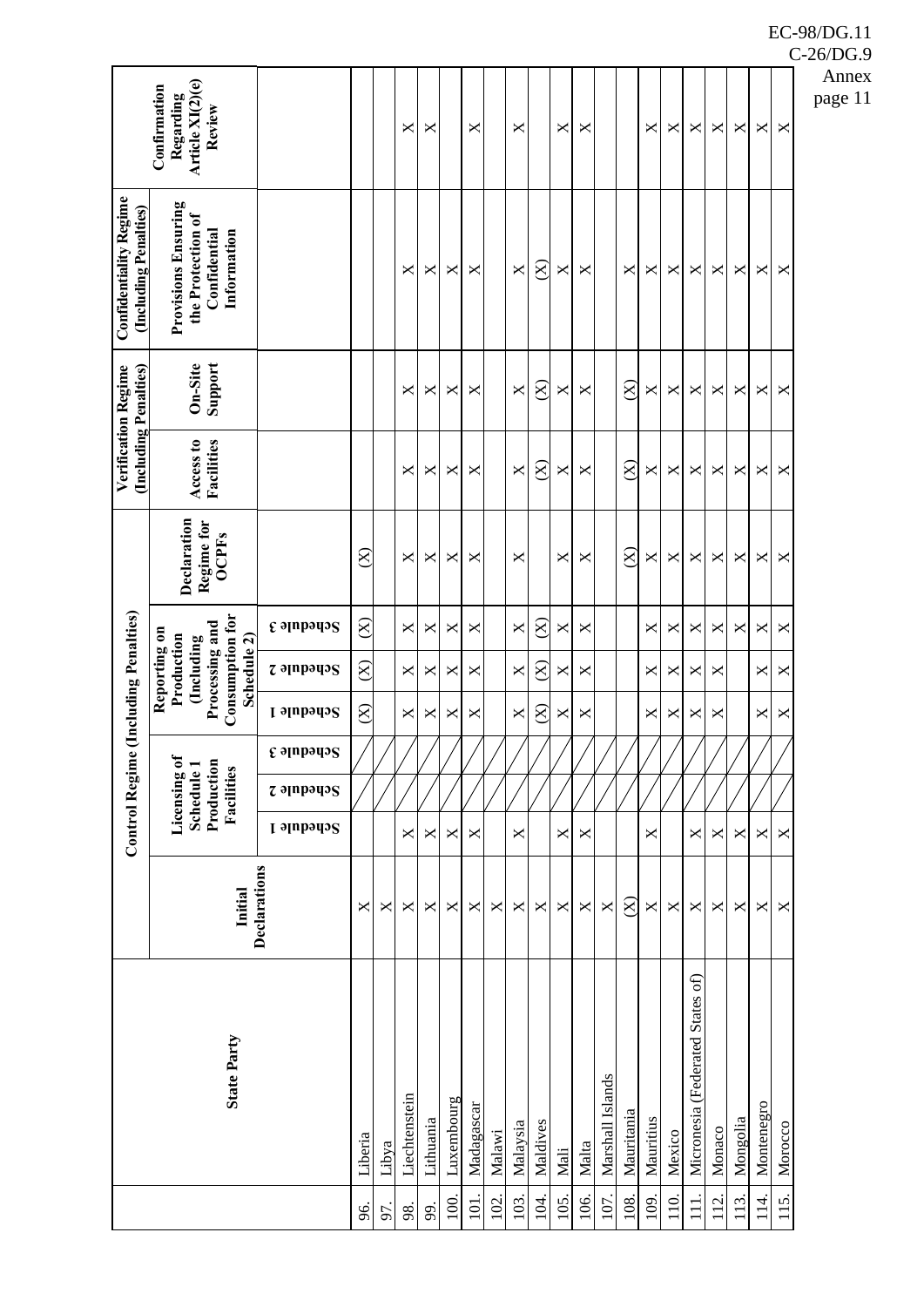| | State Party | Control Regime (Including Penalties) | | | | | | | Declaration Regime for OCPFs | Verification Regime (Including Penalties) | | Confidentiality Regime (Including Penalties) | Confirmation Regarding Article XI(2)(e) Review |
|---|---|---|---|---|---|---|---|---|---|---|---|---|---|
| | | Initial Declarations | Licensing of Schedule 1 Production Facilities | | | Reporting on Production (Including Processing and Consumption for Schedule 2) | | | | Access to Facilities | On-Site Support | Provisions Ensuring the Protection of Confidential Information | |
| | | | Schedule 1 | Schedule 2 | Schedule 3 | Schedule 1 | Schedule 2 | Schedule 3 | | | | | |
| 96. | Liberia | X | | | | (X) | (X) | (X) | (X) | | | | |
| 97. | Libya | X | | | | | | | | | | | |
| 98. | Liechtenstein | X | X | | | X | X | X | X | X | X | X | X |
| 99. | Lithuania | X | X | | | X | X | X | X | X | X | X | X |
| 100. | Luxembourg | X | X | | | X | X | X | X | X | X | X | |
| 101. | Madagascar | X | X | | | X | X | X | X | X | X | X | X |
| 102. | Malawi | X | | | | | | | | | | | |
| 103. | Malaysia | X | X | | | X | X | X | X | X | X | X | X |
| 104. | Maldives | X | | | | (X) | (X) | (X) | | (X) | (X) | (X) | |
| 105. | Mali | X | X | | | X | X | X | X | X | X | X | X |
| 106. | Malta | X | X | | | X | X | X | X | X | X | X | X |
| 107. | Marshall Islands | X | | | | | | | | | | | |
| 108. | Mauritania | (X) | | | | | | | (X) | (X) | (X) | X | |
| 109. | Mauritius | X | X | | | X | X | X | X | X | X | X | X |
| 110. | Mexico | X | | | | X | X | X | X | X | X | X | X |
| 111. | Micronesia (Federated States of) | X | X | | | X | X | X | X | X | X | X | X |
| 112. | Monaco | X | X | | | X | X | X | X | X | X | X | X |
| 113. | Mongolia | X | X | | | | | X | X | X | X | X | X |
| 114. | Montenegro | X | X | | | X | X | X | X | X | X | X | X |
| 115. | Morocco | X | X | | | X | X | X | X | X | X | X | X |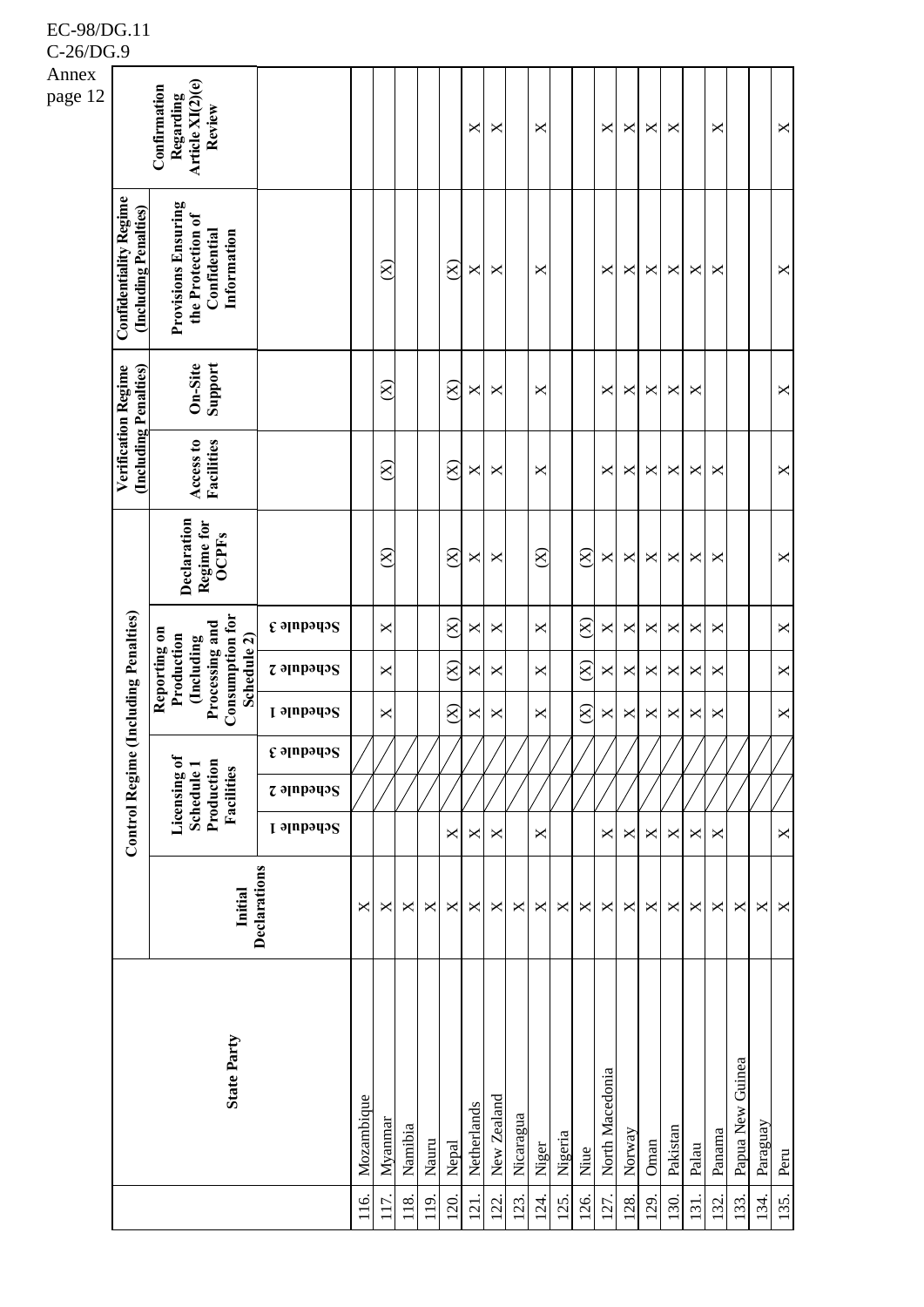| | State Party | Initial Declarations | Control Regime (Including Penalties) | | | | | | | Verification Regime (Including Penalties) | | Confidentiality Regime (Including Penalties) | Confirmation Regarding Article XI(2)(e) Review |
|---|---|---|---|---|---|---|---|---|---|---|---|---|---|
| | | | Licensing of Schedule 1 Production Facilities | | | Reporting on Production (Including Processing and Consumption for Schedule 2) | | | Declaration Regime for OCPFs | Access to Facilities | On-Site Support | Provisions Ensuring the Protection of Confidential Information | |
| | | | Schedule 1 | Schedule 2 | Schedule 3 | Schedule 1 | Schedule 2 | Schedule 3 | | | | | |
| 116. | Mozambique | × | | | | | | | | | | | |
| 117. | Myanmar | × | | | | × | × | × | (×) | (×) | (×) | (×) | |
| 118. | Namibia | × | | | | | | | | | | | |
| 119. | Nauru | × | | | | | | | | | | | |
| 120. | Nepal | × | × | | | (×) | (×) | (×) | (×) | (×) | (×) | (×) | × |
| 121. | Netherlands | × | × | | | × | × | × | × | × | × | × | × |
| 122. | New Zealand | × | × | | | × | × | × | × | × | × | × | × |
| 123. | Nicaragua | × | | | | | | | | | | | |
| 124. | Niger | × | × | | | × | × | × | (×) | × | × | × | × |
| 125. | Nigeria | × | | | | | | | | | | | |
| 126. | Niue | × | | | | (×) | (×) | (×) | (×) | | | | |
| 127. | North Macedonia | × | × | | | × | × | × | × | × | × | × | × |
| 128. | Norway | × | × | | | × | × | × | × | × | × | × | × |
| 129. | Oman | × | × | | | × | × | × | × | × | × | × | × |
| 130. | Pakistan | × | × | | | × | × | × | × | × | × | × | × |
| 131. | Palau | × | × | | | × | × | × | × | × | × | × | |
| 132. | Panama | × | × | | | × | × | × | × | × | | × | × |
| 133. | Papua New Guinea | × | | | | | | | | | | | |
| 134. | Paraguay | × | | | | | | | | | | | |
| 135. | Peru | × | × | | | × | × | × | × | × | × | × | × |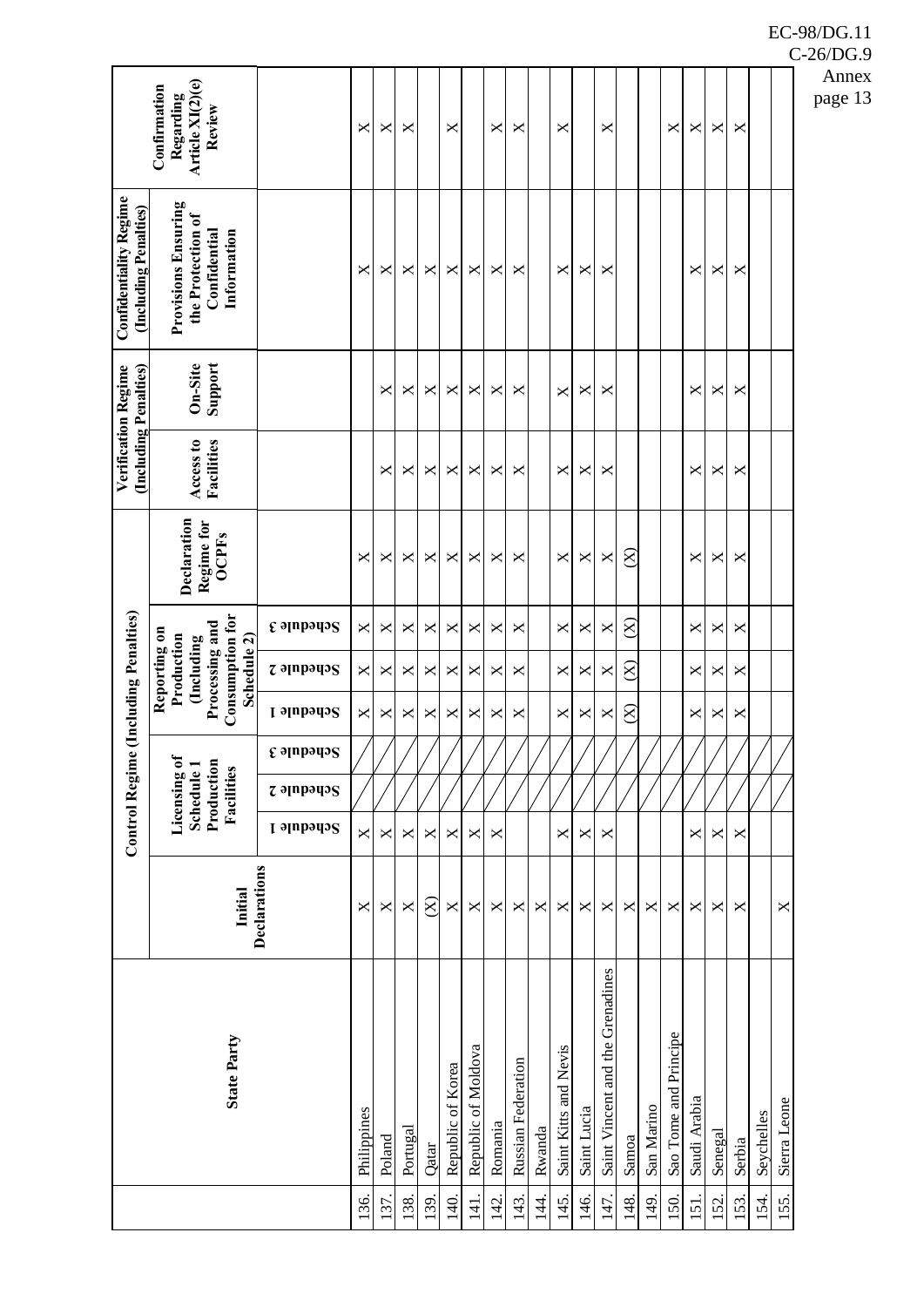| | State Party | Initial Declarations | Control Regime (Including Penalties) | | | | | | | Verification Regime (Including Penalties) | | Confidentiality Regime (Including Penalties) | Confirmation Regarding Article XI(2)(e) Review |
|---|---|---|---|---|---|---|---|---|---|---|---|---|---|
| | | | Licensing of Schedule 1 Production Facilities | | | Reporting on Production (Including Processing and Consumption for Schedule 2) | | | Declaration Regime for OCPFs | Access to Facilities | On-Site Support | Provisions Ensuring the Protection of Confidential Information | |
| | | | Schedule 1 | Schedule 2 | Schedule 3 | Schedule 1 | Schedule 2 | Schedule 3 | | | | | |
| 136. | Philippines | × | × | | | × | × | × | × | | | × | × |
| 137. | Poland | × | × | | | × | × | × | × | × | × | × | × |
| 138. | Portugal | × | × | | | × | × | × | × | × | × | × | × |
| 139. | Qatar | (×) | × | | | × | × | × | × | × | × | × | |
| 140. | Republic of Korea | × | × | | | × | × | × | × | × | × | × | × |
| 141. | Republic of Moldova | × | × | | | × | × | × | × | × | × | × | |
| 142. | Romania | × | × | | | × | × | × | × | × | × | × | × |
| 143. | Russian Federation | × | | | | × | × | × | × | × | × | × | × |
| 144. | Rwanda | × | | | | | | | | | | | |
| 145. | Saint Kitts and Nevis | × | × | | | × | × | × | × | × | × | × | × |
| 146. | Saint Lucia | × | × | | | × | × | × | × | × | × | × | |
| 147. | Saint Vincent and the Grenadines | × | × | | | × | × | × | × | × | × | × | × |
| 148. | Samoa | × | | | | (×) | (×) | (×) | (×) | | | | |
| 149. | San Marino | × | | | | | | | | | | | |
| 150. | Sao Tome and Principe | × | | | | | | | | | | | × |
| 151. | Saudi Arabia | × | × | | | × | × | × | × | × | × | × | × |
| 152. | Senegal | × | × | | | × | × | × | × | × | × | × | × |
| 153. | Serbia | × | × | | | × | × | × | × | × | × | × | × |
| 154. | Seychelles | | | | | | | | | | | | |
| 155. | Sierra Leone | × | | | | | | | | | | | |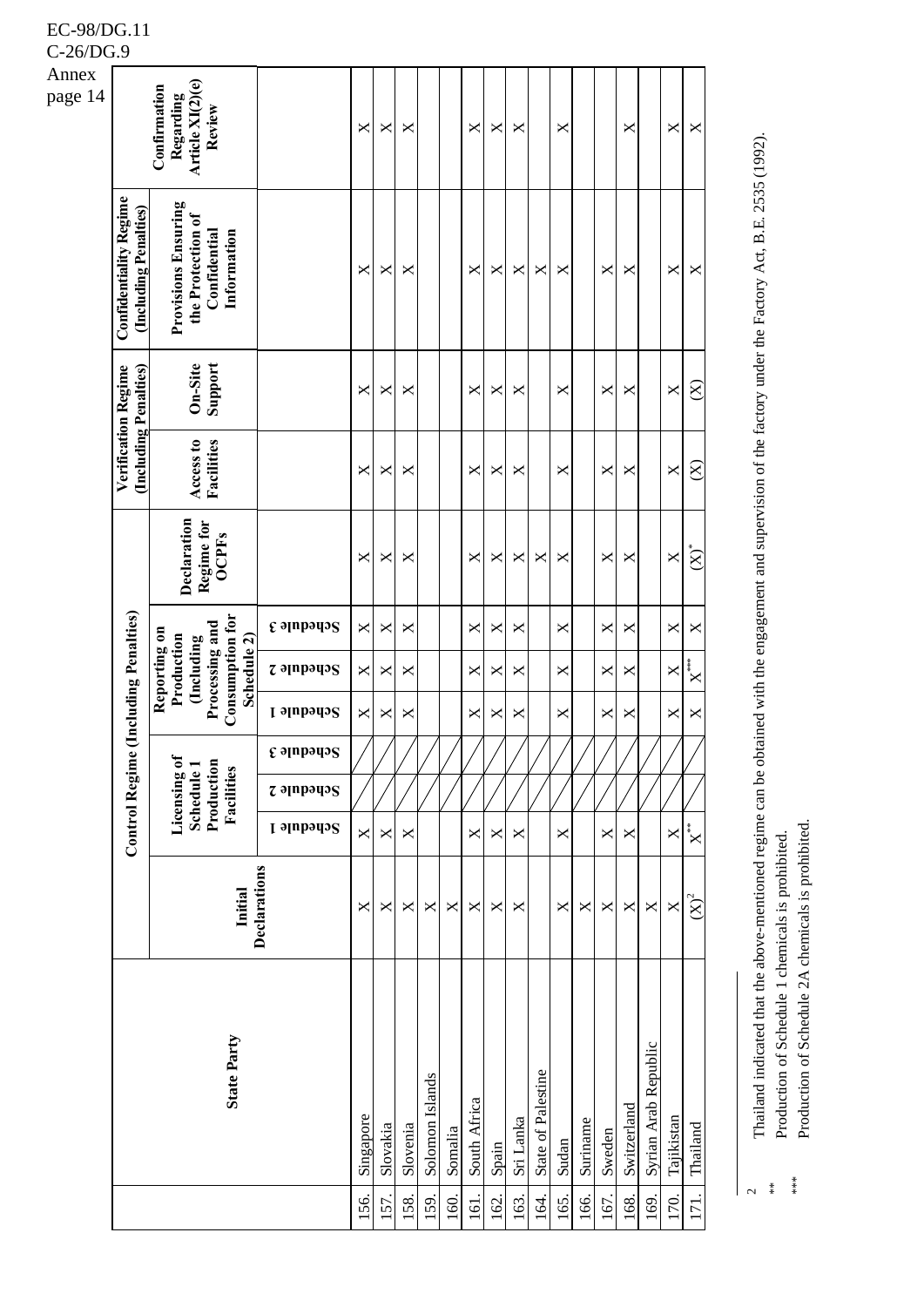| | State Party | Initial Declarations | Control Regime (Including Penalties) | | | | | | Declaration Regime for OCPFs | Verification Regime (Including Penalties) | | Confidentiality Regime (Including Penalties) | Confirmation Regarding Article XI(2)(e) Review |
|---|---|---|---|---|---|---|---|---|---|---|---|---|---|
| | | | Licensing of Schedule 1 Production Facilities | | | Reporting on Production (Including Processing and Consumption for Schedule 2) | | | | Access to Facilities | On-Site Support | Provisions Ensuring the Protection of Confidential Information | |
| | | | Schedule 1 | Schedule 2 | Schedule 3 | Schedule 1 | Schedule 2 | Schedule 3 | | | | | |
| 156. | Singapore | X | X | | | X | X | X | X | X | X | X | X |
| 157. | Slovakia | X | X | | | X | X | X | X | X | X | X | X |
| 158. | Slovenia | X | X | | | X | X | X | X | X | X | X | X |
| 159. | Solomon Islands | X | | | | | | | | | | | |
| 160. | Somalia | X | | | | | | | | | | | |
| 161. | South Africa | X | X | | | X | X | X | X | X | X | X | X |
| 162. | Spain | X | X | | | X | X | X | X | X | X | X | X |
| 163. | Sri Lanka | X | X | | | X | X | X | X | X | X | X | X |
| 164. | State of Palestine | | | | | | | | X | | | X | |
| 165. | Sudan | X | X | | | X | X | X | X | X | X | X | X |
| 166. | Suriname | X | | | | | | | | | | | |
| 167. | Sweden | X | X | | | X | X | X | X | X | X | X | |
| 168. | Switzerland | X | X | | | X | X | X | X | X | X | X | X |
| 169. | Syrian Arab Republic | X | | | | | | | | | | | |
| 170. | Tajikistan | X | X | | | X | X | X | X | X | X | X | X |
| 171. | Thailand | (X)[2] | X** | | | X | X*** | X | (X)* | (X) | (X) | X | X |

[2] Thailand indicated that the above-mentioned regime can be obtained with the engagement and supervision of the factory under the Factory Act, B.E. 2535 (1992).

** Production of Schedule 1 chemicals is prohibited.

*** Production of Schedule 2A chemicals is prohibited.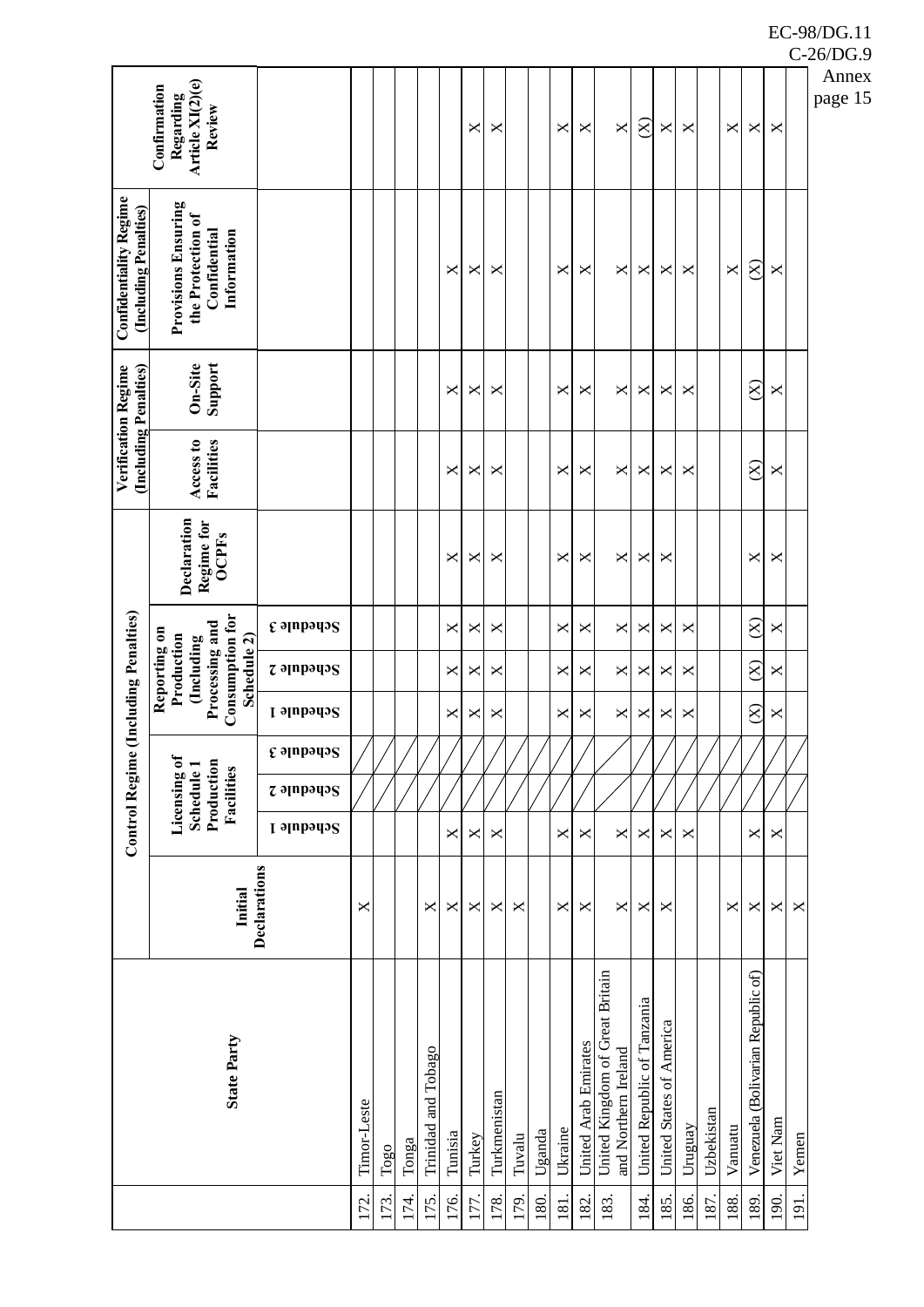| | State Party | Initial Declarations | Control Regime (Including Penalties) | | | | | | Declaration Regime for OCPFs | Verification Regime (Including Penalties) | | Confidentiality Regime (Including Penalties) | Confirmation Regarding Article XI(2)(e) Review |
|---|---|---|---|---|---|---|---|---|---|---|---|---|---|
| | | | Licensing of Schedule 1 Production Facilities | | | Reporting on Production (Including Processing and Consumption for Schedule 2) | | | | Access to Facilities | On-Site Support | Provisions Ensuring the Protection of Confidential Information | |
| | | | Schedule 1 | Schedule 2 | Schedule 3 | Schedule 1 | Schedule 2 | Schedule 3 | | | | | |
| 172. | Timor-Leste | × | | | | | | | | | | | |
| 173. | Togo | | | | | | | | | | | | |
| 174. | Tonga | | | | | | | | | | | | |
| 175. | Trinidad and Tobago | × | | | | | | | | | | | |
| 176. | Tunisia | × | × | | | × | × | × | × | × | × | × | |
| 177. | Turkey | × | × | | | × | × | × | × | × | × | × | × |
| 178. | Turkmenistan | × | × | | | × | × | × | × | × | × | × | × |
| 179. | Tuvalu | × | | | | | | | | | | | |
| 180. | Uganda | | | | | | | | | | | | |
| 181. | Ukraine | × | × | | | × | × | × | × | × | × | × | × |
| 182. | United Arab Emirates | × | × | | | × | × | × | × | × | × | × | × |
| 183. | United Kingdom of Great Britain and Northern Ireland | × | × | | | × | × | × | × | × | × | × | × |
| 184. | United Republic of Tanzania | × | × | | | × | × | × | × | × | × | × | (×) |
| 185. | United States of America | × | × | | | × | × | × | × | × | × | × | × |
| 186. | Uruguay | | × | | | × | × | × | | × | × | × | × |
| 187. | Uzbekistan | | | | | | | | | | | | |
| 188. | Vanuatu | × | | | | | | | | | | × | × |
| 189. | Venezuela (Bolivarian Republic of) | × | × | | | (×) | (×) | (×) | × | (×) | (×) | (×) | × |
| 190. | Viet Nam | × | × | | | × | × | × | × | × | × | × | × |
| 191. | Yemen | × | | | | | | | | | | | |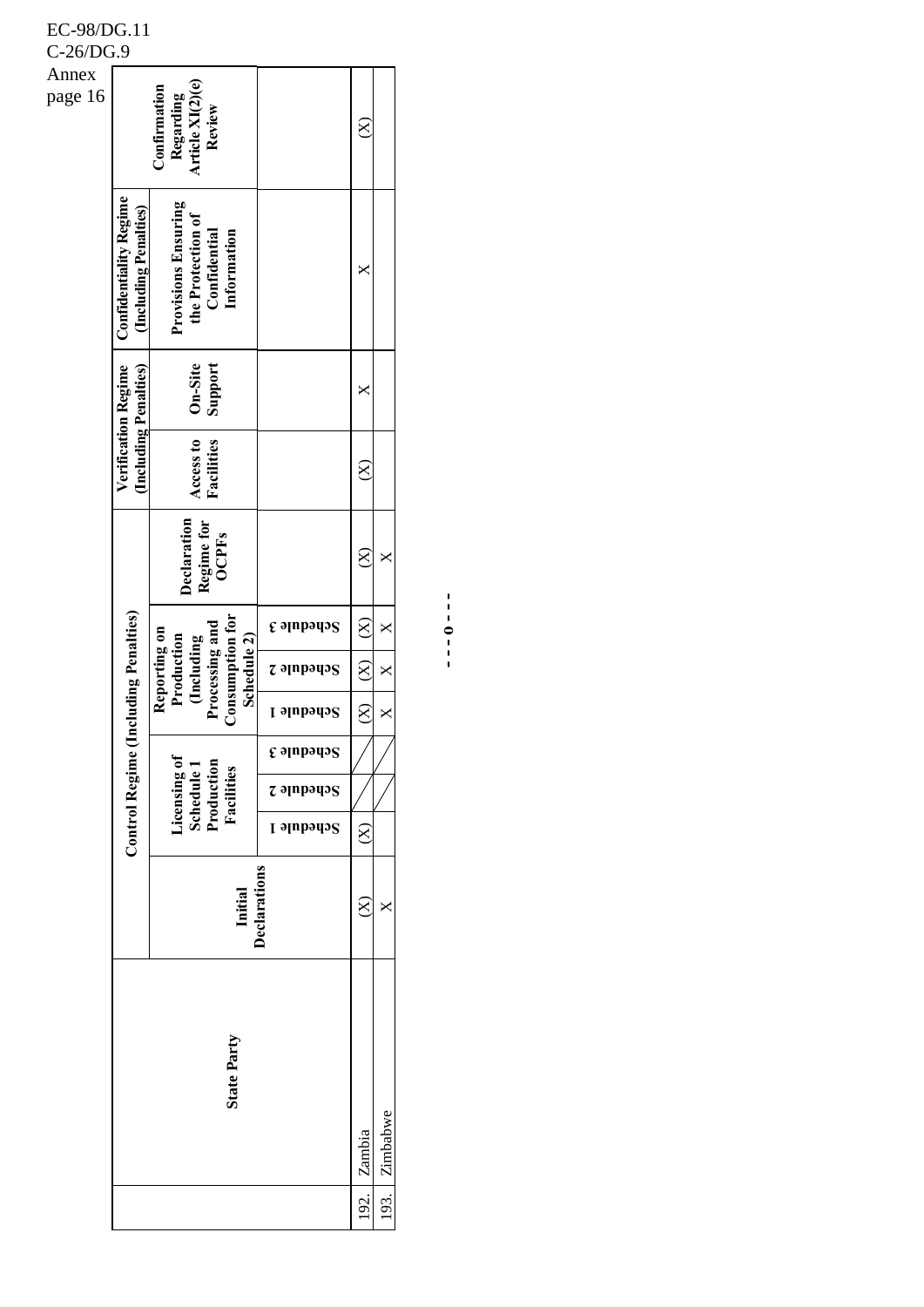| | State Party | Control Regime (Including Penalties) | | | | | | | | Verification Regime (Including Penalties) | | Confidentiality Regime (Including Penalties) | |
|---|---|---|---|---|---|---|---|---|---|---|---|---|---|
| | | Initial Declarations | Licensing of Schedule 1 Production Facilities | | | Reporting on Production (Including Processing and Consumption for Schedule 2) | | | Declaration Regime for OCPFs | Access to Facilities | On-Site Support | Provisions Ensuring the Protection of Confidential Information | Confirmation Regarding Article XI(2)(e) Review |
| | | | Schedule 1 | Schedule 2 | Schedule 3 | Schedule 1 | Schedule 2 | Schedule 3 | | | | | |
| 192. | Zambia | (X) | (X) | / | / | (X) | (X) | (X) | (X) | (X) | X | X | (X) |
| 193. | Zimbabwe | X | | / | / | X | X | X | X | | | | |

- - - 0 - - -